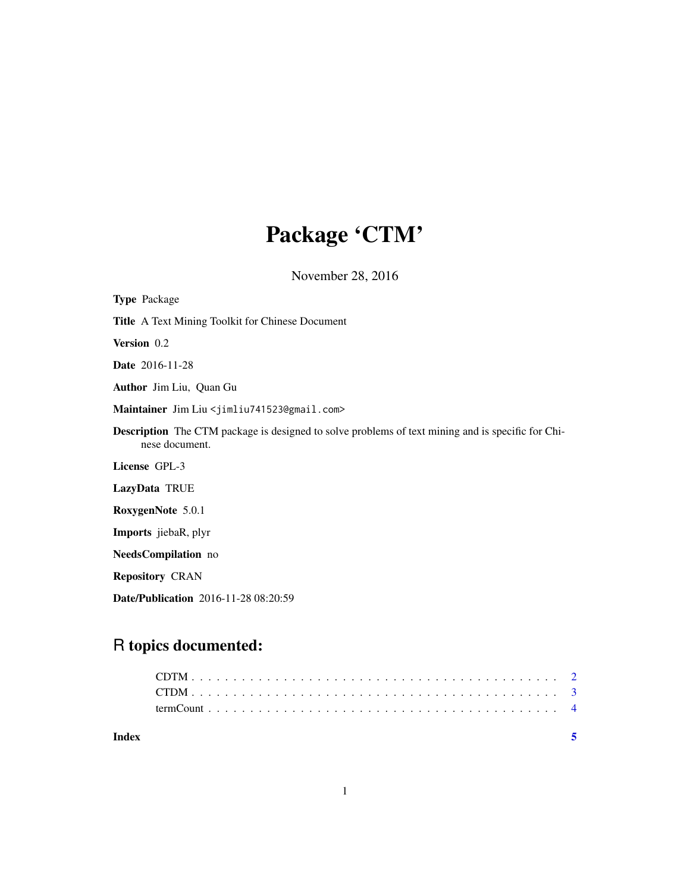# Package 'CTM'

November 28, 2016

**Type** Package

**Title** A Text Mining Toolkit for Chinese Document

**Version** 0.2

**Date** 2016-11-28

**Author** Jim Liu, Quan Gu

**Maintainer** Jim Liu <jimliu741523@gmail.com>

**Description** The CTM package is designed to solve problems of text mining and is specific for Chinese document.

**License** GPL-3

**LazyData** TRUE

**RoxygenNote** 5.0.1

**Imports** jiebaR, plyr

**NeedsCompilation** no

**Repository** CRAN

**Date/Publication** 2016-11-28 08:20:59

## R topics documented:

CDTM . . . . . . . . . . . . . . . . . . . . . . . . . . . . . . . . . . . . . . . . . . 2
CTDM . . . . . . . . . . . . . . . . . . . . . . . . . . . . . . . . . . . . . . . . . . 3
termCount . . . . . . . . . . . . . . . . . . . . . . . . . . . . . . . . . . . . . . . . 4

**Index** **5**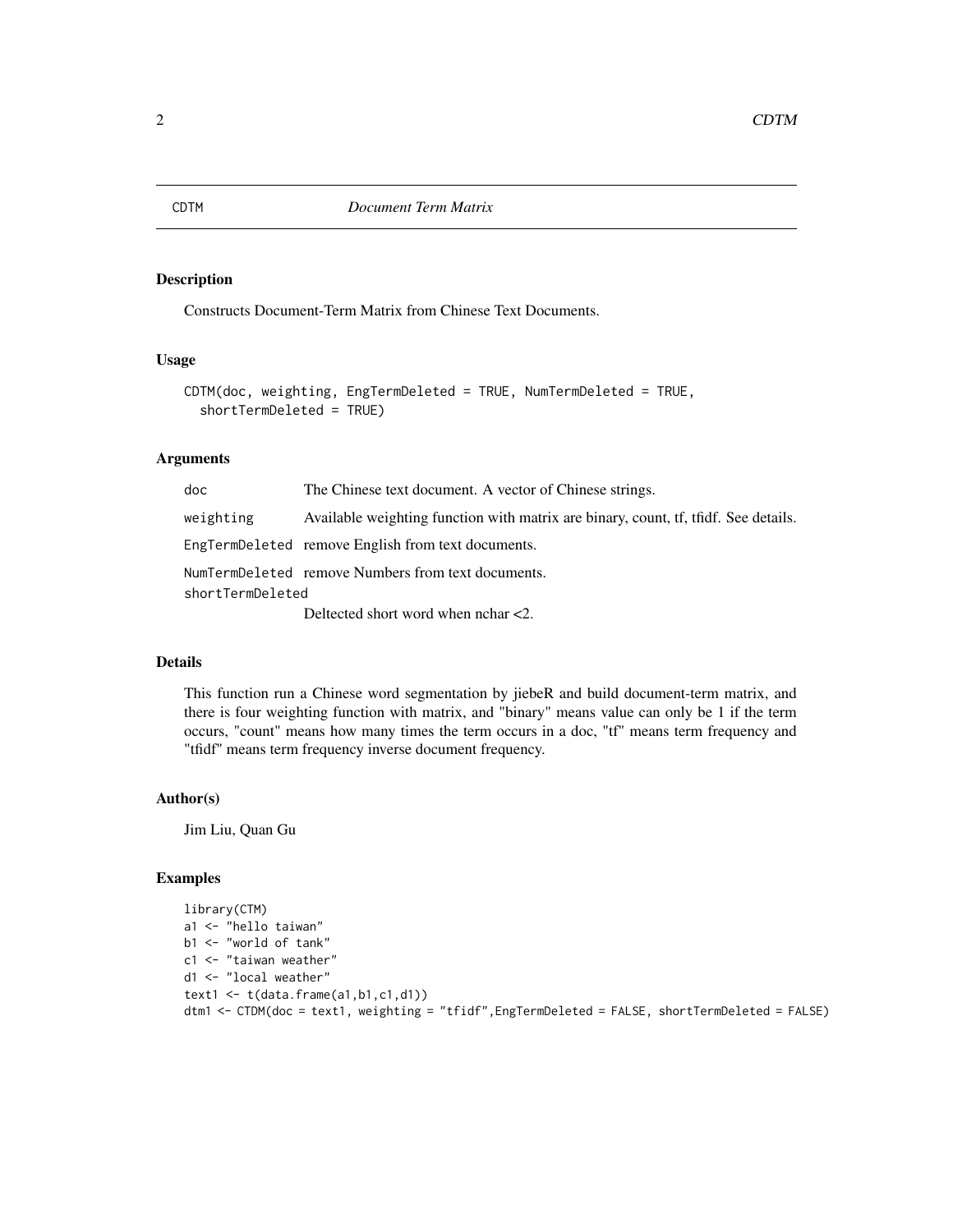# CDTM *Document Term Matrix*

## Description

Constructs Document-Term Matrix from Chinese Text Documents.

## Usage

```
CDTM(doc, weighting, EngTermDeleted = TRUE, NumTermDeleted = TRUE,
  shortTermDeleted = TRUE)
```

## Arguments

| | |
|---|---|
| doc | The Chinese text document. A vector of Chinese strings. |
| weighting | Available weighting function with matrix are binary, count, tf, tfidf. See details. |
| EngTermDeleted | remove English from text documents. |
| NumTermDeleted | remove Numbers from text documents. |
| shortTermDeleted | Deltected short word when nchar <2. |

## Details

This function run a Chinese word segmentation by jiebeR and build document-term matrix, and there is four weighting function with matrix, and "binary" means value can only be 1 if the term occurs, "count" means how many times the term occurs in a doc, "tf" means term frequency and "tfidf" means term frequency inverse document frequency.

## Author(s)

Jim Liu, Quan Gu

## Examples

```
library(CTM)
a1 <- "hello taiwan"
b1 <- "world of tank"
c1 <- "taiwan weather"
d1 <- "local weather"
text1 <- t(data.frame(a1,b1,c1,d1))
dtm1 <- CTDM(doc = text1, weighting = "tfidf",EngTermDeleted = FALSE, shortTermDeleted = FALSE)
```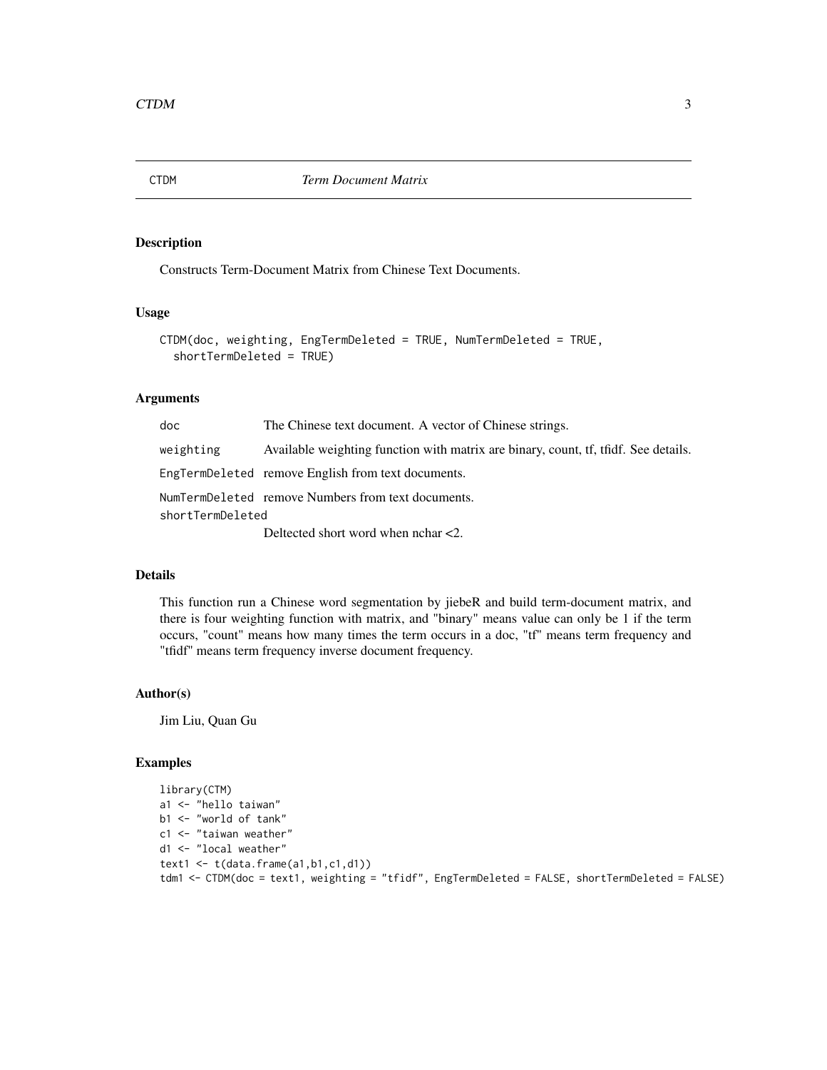CTDM *Term Document Matrix*

## Description

Constructs Term-Document Matrix from Chinese Text Documents.

## Usage

```
CTDM(doc, weighting, EngTermDeleted = TRUE, NumTermDeleted = TRUE,
  shortTermDeleted = TRUE)
```

## Arguments

| | |
|---|---|
| doc | The Chinese text document. A vector of Chinese strings. |
| weighting | Available weighting function with matrix are binary, count, tf, tfidf. See details. |
| EngTermDeleted | remove English from text documents. |
| NumTermDeleted | remove Numbers from text documents. |
| shortTermDeleted | Deltected short word when nchar <2. |

## Details

This function run a Chinese word segmentation by jiebeR and build term-document matrix, and there is four weighting function with matrix, and "binary" means value can only be 1 if the term occurs, "count" means how many times the term occurs in a doc, "tf" means term frequency and "tfidf" means term frequency inverse document frequency.

## Author(s)

Jim Liu, Quan Gu

## Examples

```
library(CTM)
a1 <- "hello taiwan"
b1 <- "world of tank"
c1 <- "taiwan weather"
d1 <- "local weather"
text1 <- t(data.frame(a1,b1,c1,d1))
tdm1 <- CTDM(doc = text1, weighting = "tfidf", EngTermDeleted = FALSE, shortTermDeleted = FALSE)
```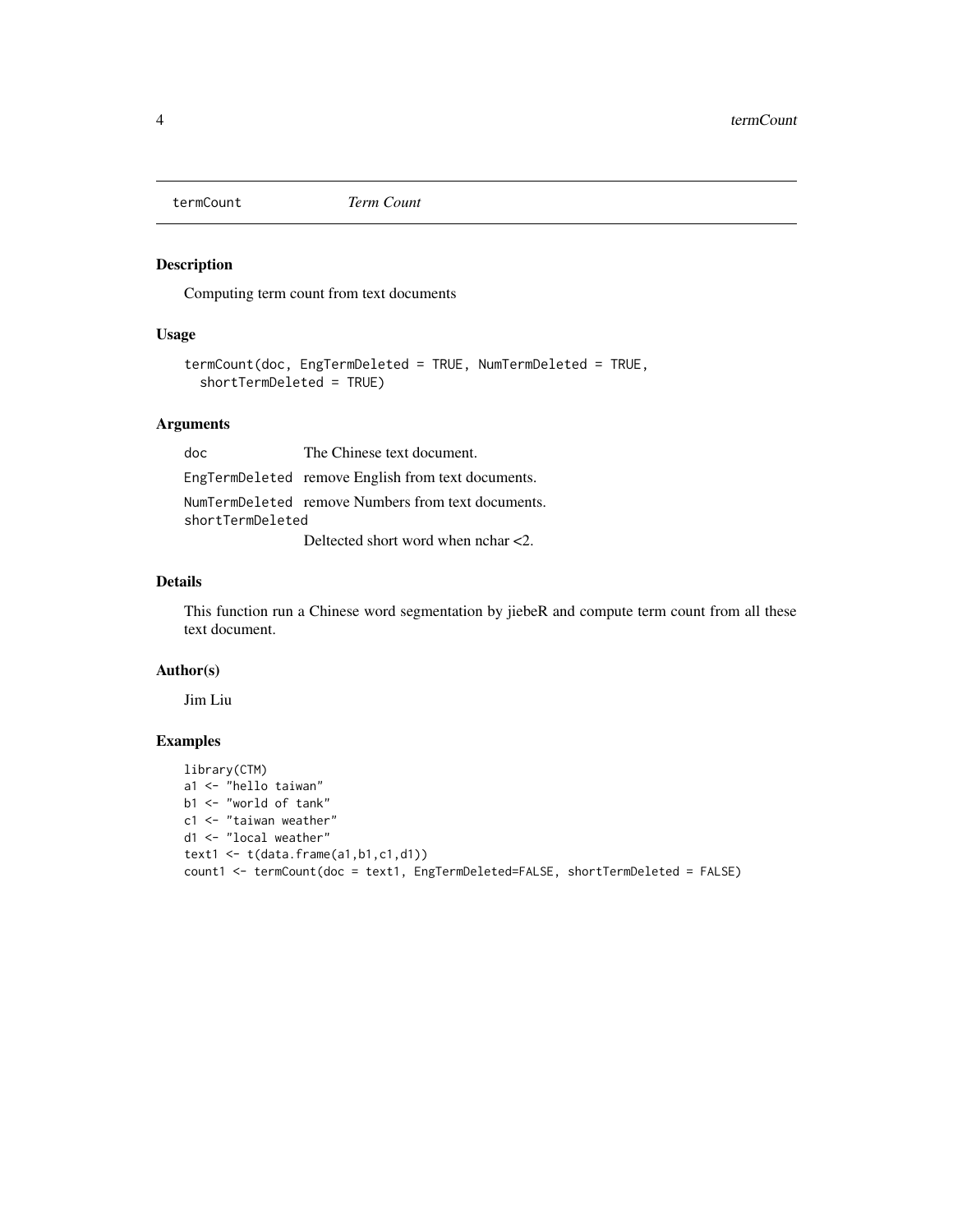termCount *Term Count*

## Description

Computing term count from text documents

## Usage

```
termCount(doc, EngTermDeleted = TRUE, NumTermDeleted = TRUE,
  shortTermDeleted = TRUE)
```

## Arguments

| | |
|---|---|
| `doc` | The Chinese text document. |
| `EngTermDeleted` | remove English from text documents. |
| `NumTermDeleted` | remove Numbers from text documents. |
| `shortTermDeleted` | Deltected short word when nchar <2. |

## Details

This function run a Chinese word segmentation by jiebeR and compute term count from all these text document.

## Author(s)

Jim Liu

## Examples

```
library(CTM)
a1 <- "hello taiwan"
b1 <- "world of tank"
c1 <- "taiwan weather"
d1 <- "local weather"
text1 <- t(data.frame(a1,b1,c1,d1))
count1 <- termCount(doc = text1, EngTermDeleted=FALSE, shortTermDeleted = FALSE)
```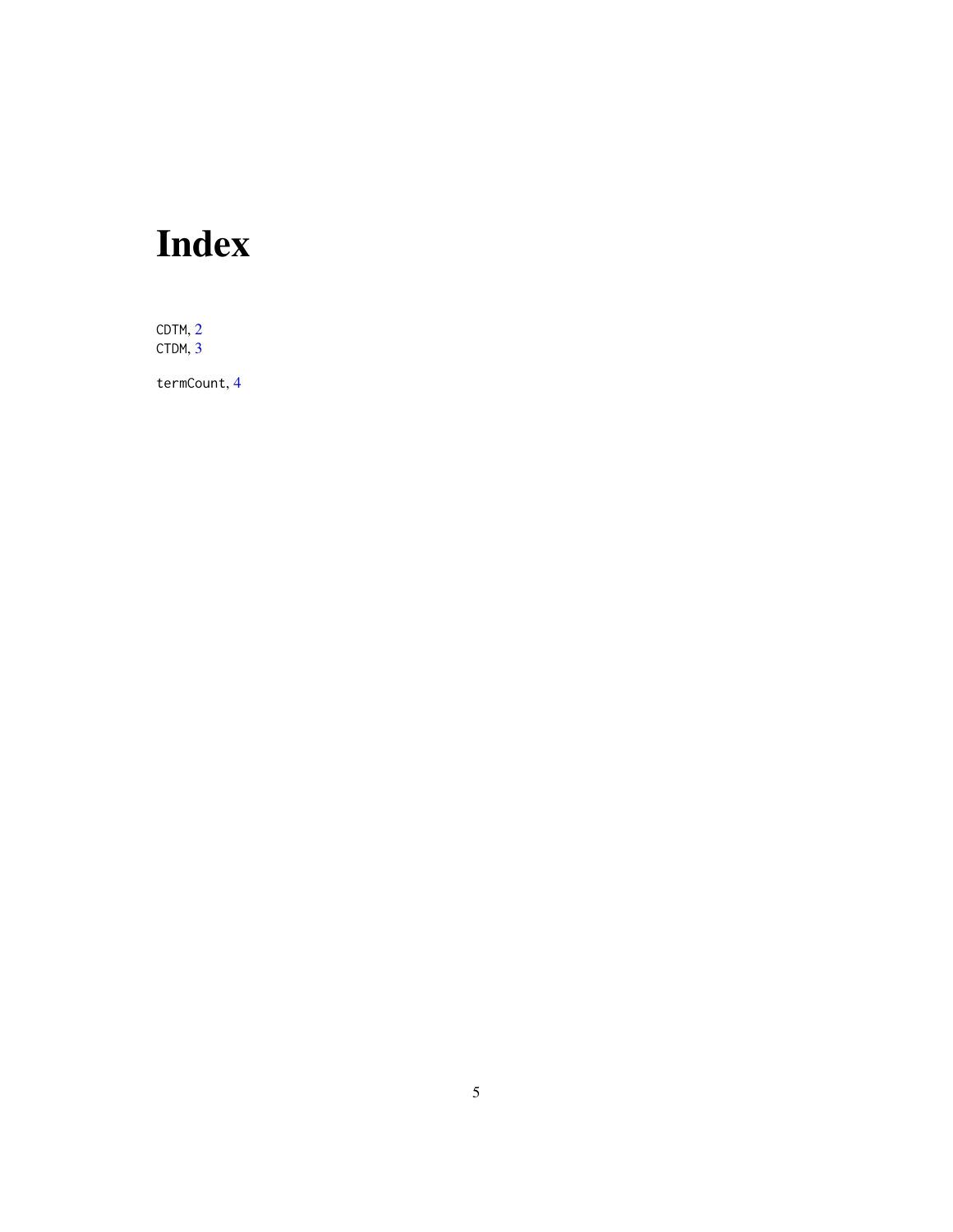# Index

CDTM, 2
CTDM, 3

termCount, 4